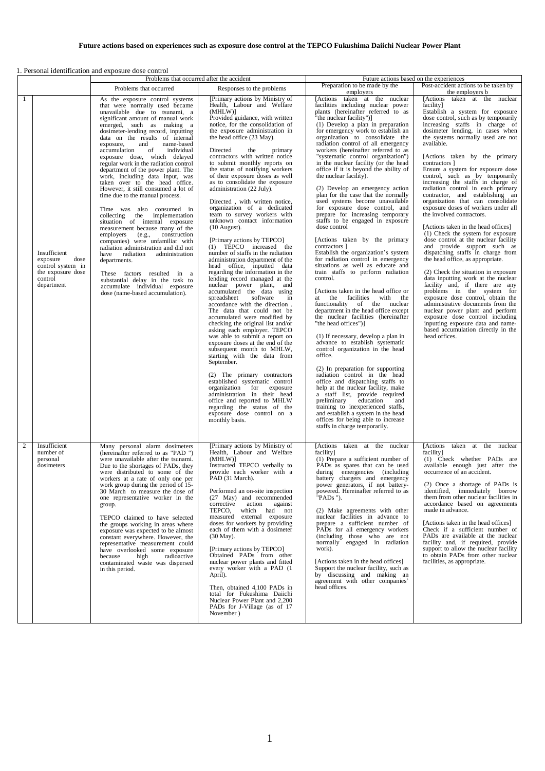**Future actions based on experiences such as exposure dose control at the TEPCO Fukushima Daiichi Nuclear Power Plant**

1. Personal identification and exposure dose control

| | | Problems that occurred after the accident | | Future actions based on the experiences | |
|---|---|---|---|---|---|
| | | Problems that occurred | Responses to the problems | Preparation to be made by the employers | Post-accident actions to be taken by the employers b |
| 1 | Insufficient exposure dose control system in the exposure dose control department | As the exposure control systems that were normally used became unavailable due to tsunami, a significant amount of manual work emerged, such as making a dosimeter-lending record, inputting data on the results of internal exposure, and name-based accumulation of individual exposure dose, which delayed regular work in the radiation control department of the power plant. The work, including data input, was taken over to the head office. However, it still consumed a lot of time due to the manual process.<br><br>Time was also consumed in collecting the implementation situation of internal exposure measurement because many of the employers (e.g., construction companies) were unfamiliar with radiation administration and did not have radiation administration departments.<br><br>These factors resulted in a substantial delay in the task to accumulate individual exposure dose (name-based accumulation). | [Primary actions by Ministry of Health, Labour and Welfare (MHLW)]<br>Provided guidance, with written notice, for the consolidation of the exposure administration in the head office (23 May).<br><br>Directed the primary contractors with written notice to submit monthly reports on the status of notifying workers of their exposure doses as well as to consolidate the exposure administration (22 July).<br><br>Directed , with written notice, organization of a dedicated team to survey workers with unknown contact information (10 August).<br><br>[Primary actions by TEPCO]<br>(1) TEPCO increased the number of staffs in the radiation administration department of the head office, inputted data regarding the information in the lending record managed at the nuclear power plant, and accumulated the data using spreadsheet software in accordance with the direction . The data that could not be accumulated were modified by checking the original list and/or asking each employer. TEPCO was able to submit a report on exposure doses at the end of the subsequent month to MHLW, starting with the data from September.<br><br>(2) The primary contractors established systematic control organization for exposure administration in their head office and reported to MHLW regarding the status of the exposure dose control on a monthly basis. | [Actions taken at the nuclear facilities including nuclear power plants (hereinafter referred to as "the nuclear facility")]<br>(1) Develop a plan in preparation for emergency work to establish an organization to consolidate the radiation control of all emergency workers (hereinafter referred to as "systematic control organization") in the nuclear facility (or the head office if it is beyond the ability of the nuclear facility).<br><br>(2) Develop an emergency action plan for the case that the normally used systems become unavailable for exposure dose control, and prepare for increasing temporary staffs to be engaged in exposure dose control<br><br>[Actions taken by the primary contractors ]<br>Establish the organization's system for radiation control in emergency situations as well as educate and train staffs to perform radiation control.<br><br>[Actions taken in the head office or at the facilities with the functionality of the nuclear department in the head office except the nuclear facilities (hereinafter "the head offices")]<br><br>(1) If necessary, develop a plan in advance to establish systematic control organization in the head office.<br><br>(2) In preparation for supporting radiation control in the head office and dispatching staffs to help at the nuclear facility, make a staff list, provide required preliminary education and training to inexperienced staffs, and establish a system in the head offices for being able to increase staffs in charge temporarily. | [Actions taken at the nuclear facility]<br>Establish a system for exposure dose control, such as by temporarily increasing staffs in charge of dosimeter lending, in cases when the systems normally used are not available.<br><br>[Actions taken by the primary contractors ]<br>Ensure a system for exposure dose control, such as by temporarily increasing the staffs in charge of radiation control in each primary contractor, and establishing an organization that can consolidate exposure doses of workers under all the involved contractors.<br><br>[Actions taken in the head offices]<br>(1) Check the system for exposure dose control at the nuclear facility and provide support such as dispatching staffs in charge from the head office, as appropriate.<br><br>(2) Check the situation in exposure data inputting work at the nuclear facility and, if there are any problems in the system for exposure dose control, obtain the administrative documents from the nuclear power plant and perform exposure dose control including inputting exposure data and name-based accumulation directly in the head offices. |
| 2 | Insufficient number of personal dosimeters | Many personal alarm dosimeters (hereinafter referred to as "PAD ") were unavailable after the tsunami. Due to the shortages of PADs, they were distributed to some of the workers at a rate of only one per work group during the period of 15-30 March to measure the dose of one representative worker in the group.<br><br>TEPCO claimed to have selected the groups working in areas where exposure was expected to be almost constant everywhere. However, the representative measurement could have overlooked some exposure because high radioactive contaminated waste was dispersed in this period. | [Primary actions by Ministry of Health, Labour and Welfare (MHLW)]<br>Instructed TEPCO verbally to provide each worker with a PAD (31 March).<br><br>Performed an on-site inspection (27 May) and recommended corrective action against TEPCO, which had not measured external exposure doses for workers by providing each of them with a dosimeter (30 May).<br><br>[Primary actions by TEPCO]<br>Obtained PADs from other nuclear power plants and fitted every worker with a PAD (1 April).<br><br>Then, obtained 4,100 PADs in total for Fukushima Daiichi Nuclear Power Plant and 2,200 PADs for J-Village (as of 17 November ) | [Actions taken at the nuclear facility]<br>(1) Prepare a sufficient number of PADs as spares that can be used during emergencies (including battery chargers and emergency power generators, if not battery-powered. Hereinafter referred to as "PADs ").<br><br>(2) Make agreements with other nuclear facilities in advance to prepare a sufficient number of PADs for all emergency workers (including those who are not normally engaged in radiation work).<br><br>[Actions taken in the head offices]<br>Support the nuclear facility, such as by discussing and making an agreement with other companies' head offices. | [Actions taken at the nuclear facility]<br>(1) Check whether PADs are available enough just after the occurrence of an accident.<br><br>(2) Once a shortage of PADs is identified, immediately borrow them from other nuclear facilities in accordance based on agreements made in advance.<br><br>[Actions taken in the head offices]<br>Check if a sufficient number of PADs are available at the nuclear facility and, if required, provide support to allow the nuclear facility to obtain PADs from other nuclear facilities, as appropriate. |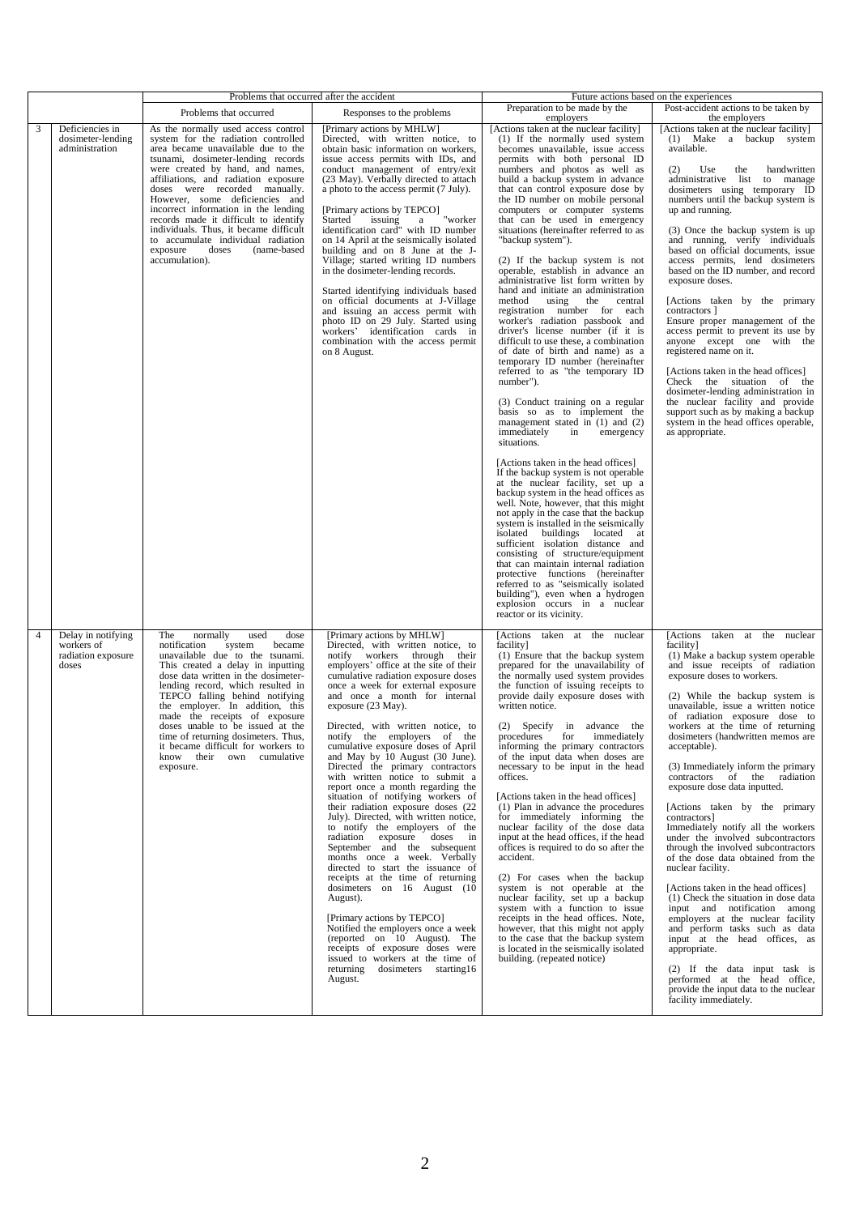| | | Problems that occurred after the accident | | Future actions based on the experiences | |
|---|---|---|---|---|---|
| | | Problems that occurred | Responses to the problems | Preparation to be made by the employers | Post-accident actions to be taken by the employers |
| 3 | Deficiencies in dosimeter-lending administration | As the normally used access control system for the radiation controlled area became unavailable due to the tsunami, dosimeter-lending records were created by hand, and names, affiliations, and radiation exposure doses were recorded manually. However, some deficiencies and incorrect information in the lending records made it difficult to identify individuals. Thus, it became difficult to accumulate individual radiation exposure doses (name-based accumulation). | [Primary actions by MHLW]<br>Directed, with written notice, to obtain basic information on workers, issue access permits with IDs, and conduct management of entry/exit (23 May). Verbally directed to attach a photo to the access permit (7 July).<br><br>[Primary actions by TEPCO]<br>Started issuing a "worker identification card" with ID number on 14 April at the seismically isolated building and on 8 June at the J-Village; started writing ID numbers in the dosimeter-lending records.<br><br>Started identifying individuals based on official documents at J-Village and issuing an access permit with photo ID on 29 July. Started using workers' identification cards in combination with the access permit on 8 August. | [Actions taken at the nuclear facility]<br>(1) If the normally used system becomes unavailable, issue access permits with both personal ID numbers and photos as well as build a backup system in advance that can control exposure dose by the ID number on mobile personal computers or computer systems that can be used in emergency situations (hereinafter referred to as "backup system").<br><br>(2) If the backup system is not operable, establish in advance an administrative list form written by hand and initiate an administration method using the central registration number for each worker's radiation passbook and driver's license number (if it is difficult to use these, a combination of date of birth and name) as a temporary ID number (hereinafter referred to as "the temporary ID number").<br><br>(3) Conduct training on a regular basis so as to implement the management stated in (1) and (2) immediately in emergency situations.<br><br>[Actions taken in the head offices]<br>If the backup system is not operable at the nuclear facility, set up a backup system in the head offices as well. Note, however, that this might not apply in the case that the backup system is installed in the seismically isolated buildings located at sufficient isolation distance and consisting of structure/equipment that can maintain internal radiation protective functions (hereinafter referred to as "seismically isolated building"), even when a hydrogen explosion occurs in a nuclear reactor or its vicinity. | [Actions taken at the nuclear facility]<br>(1) Make a backup system available.<br><br>(2) Use the handwritten administrative list to manage dosimeters using temporary ID numbers until the backup system is up and running.<br><br>(3) Once the backup system is up and running, verify individuals based on official documents, issue access permits, lend dosimeters based on the ID number, and record exposure doses.<br><br>[Actions taken by the primary contractors ]<br>Ensure proper management of the access permit to prevent its use by anyone except one with the registered name on it.<br><br>[Actions taken in the head offices]<br>Check the situation of the dosimeter-lending administration in the nuclear facility and provide support such as by making a backup system in the head offices operable, as appropriate. |
| 4 | Delay in notifying workers of radiation exposure doses | The normally used dose notification system became unavailable due to the tsunami. This created a delay in inputting dose data written in the dosimeter-lending record, which resulted in TEPCO falling behind notifying the employer. In addition, this made the receipts of exposure doses unable to be issued at the time of returning dosimeters. Thus, it became difficult for workers to know their own cumulative exposure. | [Primary actions by MHLW]<br>Directed, with written notice, to notify workers through their employers' office at the site of their cumulative radiation exposure doses once a week for external exposure and once a month for internal exposure (23 May).<br><br>Directed, with written notice, to notify the employers of the cumulative exposure doses of April and May by 10 August (30 June). Directed the primary contractors with written notice to submit a report once a month regarding the situation of notifying workers of their radiation exposure doses (22 July). Directed, with written notice, to notify the employers of the radiation exposure doses in September and the subsequent months once a week. Verbally directed to start the issuance of receipts at the time of returning dosimeters on 16 August (10 August).<br><br>[Primary actions by TEPCO]<br>Notified the employers once a week (reported on 10 August). The receipts of exposure doses were issued to workers at the time of returning dosimeters starting16 August. | [Actions taken at the nuclear facility]<br>(1) Ensure that the backup system prepared for the unavailability of the normally used system provides the function of issuing receipts to provide daily exposure doses with written notice.<br><br>(2) Specify in advance the procedures for immediately informing the primary contractors of the input data when doses are necessary to be input in the head offices.<br><br>[Actions taken in the head offices]<br>(1) Plan in advance the procedures for immediately informing the nuclear facility of the dose data input at the head offices, if the head offices is required to do so after the accident.<br><br>(2) For cases when the backup system is not operable at the nuclear facility, set up a backup system with a function to issue receipts in the head offices. Note, however, that this might not apply to the case that the backup system is located in the seismically isolated building. (repeated notice) | [Actions taken at the nuclear facility]<br>(1) Make a backup system operable and issue receipts of radiation exposure doses to workers.<br><br>(2) While the backup system is unavailable, issue a written notice of radiation exposure dose to workers at the time of returning dosimeters (handwritten memos are acceptable).<br><br>(3) Immediately inform the primary contractors of the radiation exposure dose data inputted.<br><br>[Actions taken by the primary contractors]<br>Immediately notify all the workers under the involved subcontractors through the involved subcontractors of the dose data obtained from the nuclear facility.<br><br>[Actions taken in the head offices]<br>(1) Check the situation in dose data input and notification among employers at the nuclear facility and perform tasks such as data input at the head offices, as appropriate.<br><br>(2) If the data input task is performed at the head office, provide the input data to the nuclear facility immediately. |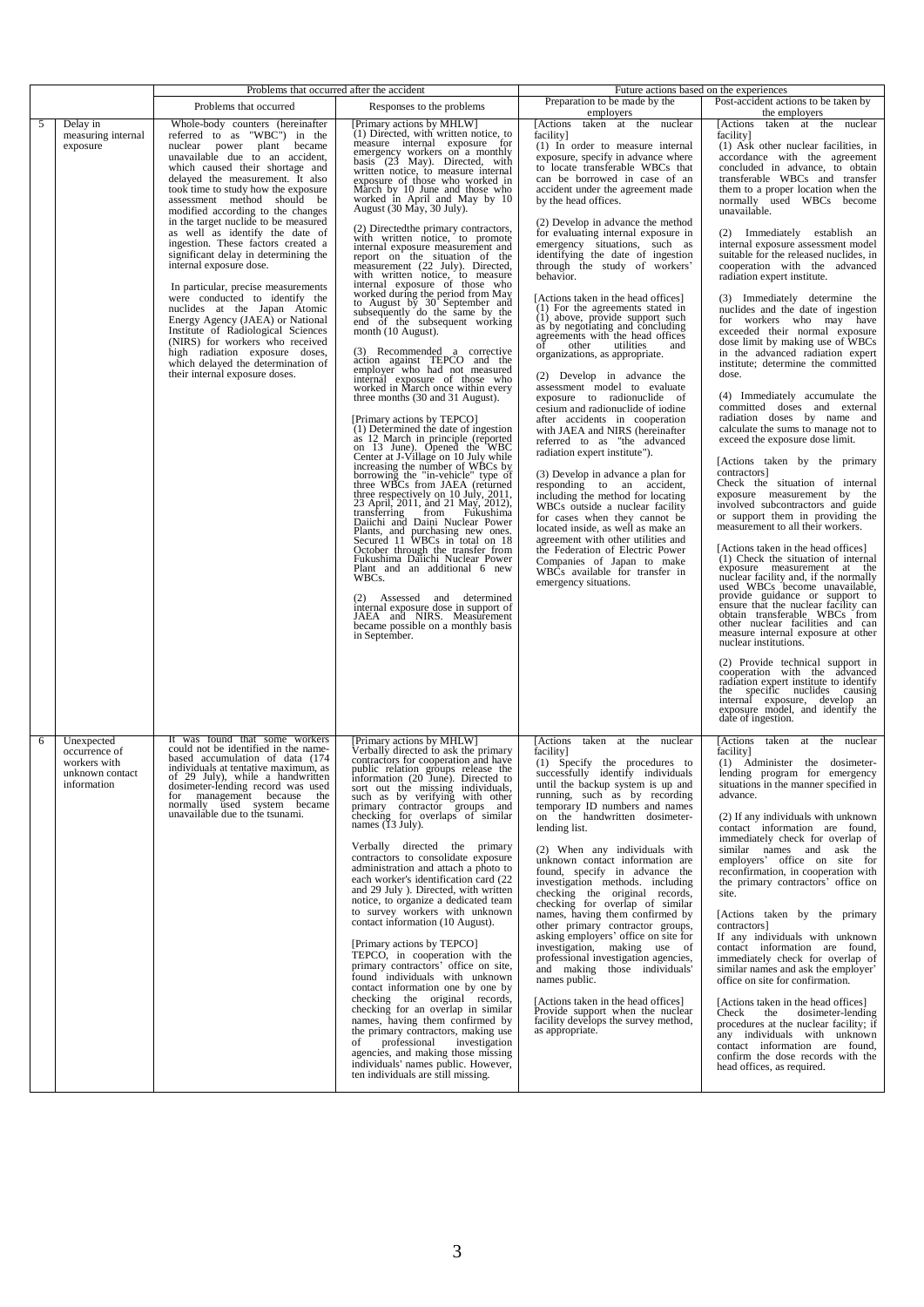| | | Problems that occurred after the accident | | Future actions based on the experiences | |
|---|---|---|---|---|---|
| | | Problems that occurred | Responses to the problems | Preparation to be made by the employers | Post-accident actions to be taken by the employers |
| 5 | Delay in measuring internal exposure | Whole-body counters (hereinafter referred to as "WBC") in the nuclear power plant became unavailable due to an accident, which caused their shortage and delayed the measurement. It also took time to study how the exposure assessment method should be modified according to the changes in the target nuclide to be measured as well as identify the date of ingestion. These factors created a significant delay in determining the internal exposure dose.<br><br>In particular, precise measurements were conducted to identify the nuclides at the Japan Atomic Energy Agency (JAEA) or National Institute of Radiological Sciences (NIRS) for workers who received high radiation exposure doses, which delayed the determination of their internal exposure doses. | [Primary actions by MHLW]<br>(1) Directed, with written notice, to measure internal exposure for emergency workers on a monthly basis (23 May). Directed, with written notice, to measure internal exposure of those who worked in March by 10 June and those who worked in April and May by 10 August (30 May, 30 July).<br><br>(2) Directedthe primary contractors, with written notice, to promote internal exposure measurement and report on the situation of the measurement (22 July). Directed, with written notice, to measure internal exposure of those who worked during the period from May to August by 30 September and subsequently do the same by the end of the subsequent working month (10 August).<br><br>(3) Recommended a corrective action against TEPCO and the employer who had not measured internal exposure of those who worked in March once within every three months (30 and 31 August).<br><br>[Primary actions by TEPCO]<br>(1) Determined the date of ingestion as 12 March in principle (reported on 13 June). Opened the WBC Center at J-Village on 10 July while increasing the number of WBCs by borrowing the "in-vehicle" type of three WBCs from JAEA (returned three respectively on 10 July, 2011, 23 April, 2011, and 21 May, 2012), transferring from Fukushima Daiichi and Daini Nuclear Power Plants, and purchasing new ones. Secured 11 WBCs in total on 18 October through the transfer from Fukushima Daiichi Nuclear Power Plant and an additional 6 new WBCs.<br><br>(2) Assessed and determined internal exposure dose in support of JAEA and NIRS. Measurement became possible on a monthly basis in September. | [Actions taken at the nuclear facility]<br>(1) In order to measure internal exposure, specify in advance where to locate transferable WBCs that can be borrowed in case of an accident under the agreement made by the head offices.<br><br>(2) Develop in advance the method for evaluating internal exposure in emergency situations, such as identifying the date of ingestion through the study of workers' behavior.<br><br>[Actions taken in the head offices]<br>(1) For the agreements stated in (1) above, provide support such as by negotiating and concluding agreements with the head offices of other utilities and organizations, as appropriate.<br><br>(2) Develop in advance the assessment model to evaluate exposure to radionuclide of cesium and radionuclide of iodine after accidents in cooperation with JAEA and NIRS (hereinafter referred to as "the advanced radiation expert institute").<br><br>(3) Develop in advance a plan for responding to an accident, including the method for locating WBCs outside a nuclear facility for cases when they cannot be located inside, as well as make an agreement with other utilities and the Federation of Electric Power Companies of Japan to make WBCs available for transfer in emergency situations. | [Actions taken at the nuclear facility]<br>(1) Ask other nuclear facilities, in accordance with the agreement concluded in advance, to obtain transferable WBCs and transfer them to a proper location when the normally used WBCs become unavailable.<br><br>(2) Immediately establish an internal exposure assessment model suitable for the released nuclides, in cooperation with the advanced radiation expert institute.<br><br>(3) Immediately determine the nuclides and the date of ingestion for workers who may have exceeded their normal exposure dose limit by making use of WBCs in the advanced radiation expert institute; determine the committed dose.<br><br>(4) Immediately accumulate the committed doses and external radiation doses by name and calculate the sums to manage not to exceed the exposure dose limit.<br><br>[Actions taken by the primary contractors]<br>Check the situation of internal exposure measurement by the involved subcontractors and guide or support them in providing the measurement to all their workers.<br><br>[Actions taken in the head offices]<br>(1) Check the situation of internal exposure measurement at the nuclear facility and, if the normally used WBCs become unavailable, provide guidance or support to ensure that the nuclear facility can obtain transferable WBCs from other nuclear facilities and can measure internal exposure at other nuclear institutions.<br><br>(2) Provide technical support in cooperation with the advanced radiation expert institute to identify the specific nuclides causing internal exposure, develop an exposure model, and identify the date of ingestion. |
| 6 | Unexpected occurrence of workers with unknown contact information | It was found that some workers could not be identified in the name-based accumulation of data (174 individuals at tentative maximum, as of 29 July), while a handwritten dosimeter-lending record was used for management because the normally used system became unavailable due to the tsunami. | [Primary actions by MHLW]<br>Verbally directed to ask the primary contractors for cooperation and have public relation groups release the information (20 June). Directed to sort out the missing individuals, such as by verifying with other primary contractor groups and checking for overlaps of similar names (13 July).<br><br>Verbally directed the primary contractors to consolidate exposure administration and attach a photo to each worker's identification card (22 and 29 July ). Directed, with written notice, to organize a dedicated team to survey workers with unknown contact information (10 August).<br><br>[Primary actions by TEPCO]<br>TEPCO, in cooperation with the primary contractors' office on site, found individuals with unknown contact information one by one by checking the original records, checking for an overlap in similar names, having them confirmed by the primary contractors, making use of professional investigation agencies, and making those missing individuals' names public. However, ten individuals are still missing. | [Actions taken at the nuclear facility]<br>(1) Specify the procedures to successfully identify individuals until the backup system is up and running, such as by recording temporary ID numbers and names on the handwritten dosimeter-lending list.<br><br>(2) When any individuals with unknown contact information are found, specify in advance the investigation methods. including checking the original records, checking for overlap of similar names, having them confirmed by other primary contractor groups, asking employers' office on site for investigation, making use of professional investigation agencies, and making those individuals' names public.<br><br>[Actions taken in the head offices]<br>Provide support when the nuclear facility develops the survey method, as appropriate. | [Actions taken at the nuclear facility]<br>(1) Administer the dosimeter-lending program for emergency situations in the manner specified in advance.<br><br>(2) If any individuals with unknown contact information are found, immediately check for overlap of similar names and ask the employers' office on site for reconfirmation, in cooperation with the primary contractors' office on site.<br><br>[Actions taken by the primary contractors]<br>If any individuals with unknown contact information are found, immediately check for overlap of similar names and ask the employer' office on site for confirmation.<br><br>[Actions taken in the head offices]<br>Check the dosimeter-lending procedures at the nuclear facility; if any individuals with unknown contact information are found, confirm the dose records with the head offices, as required. |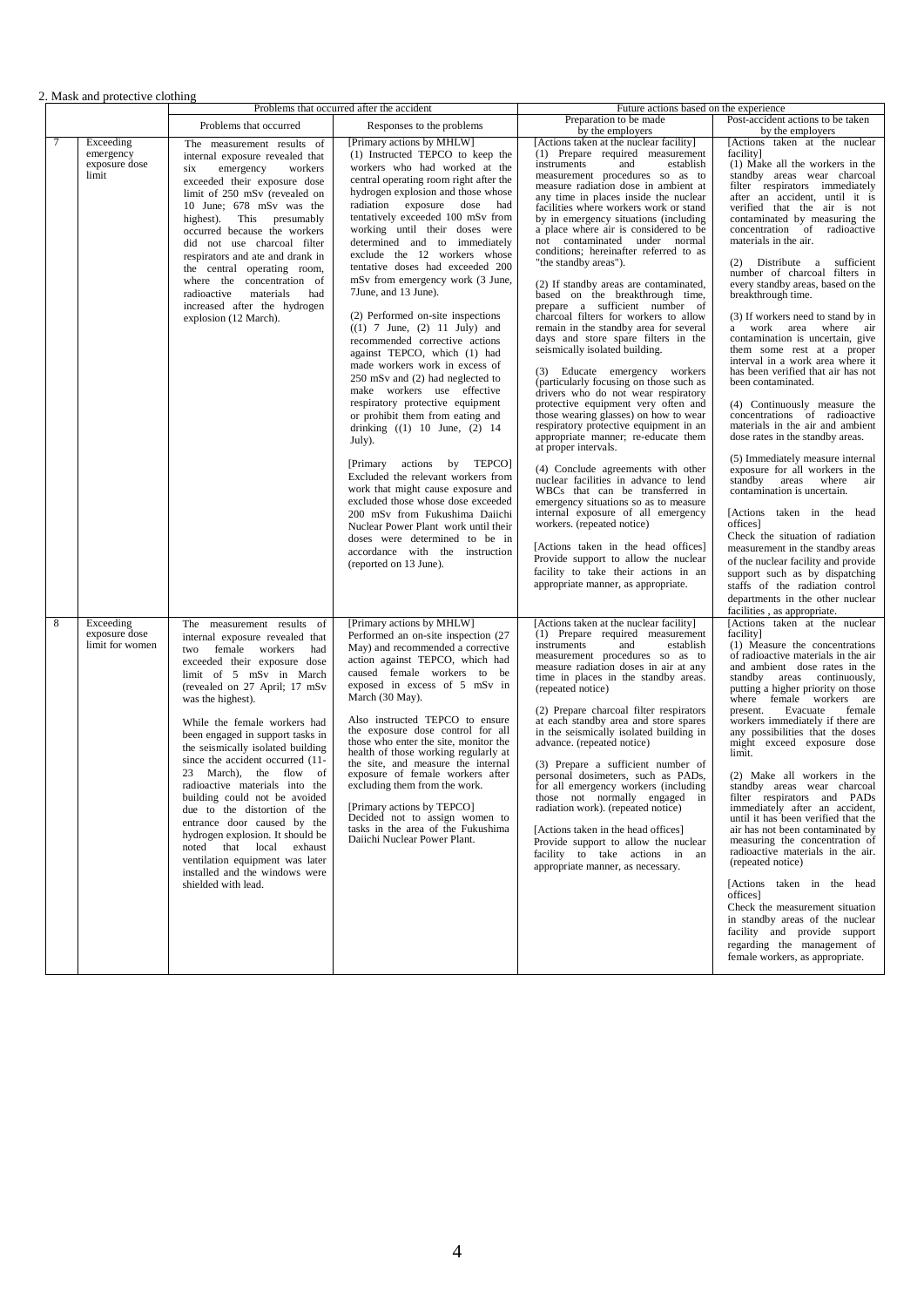2. Mask and protective clothing

| | | Problems that occurred after the accident | | Future actions based on the experience | |
|---|---|---|---|---|---|
| | | Problems that occurred | Responses to the problems | Preparation to be made by the employers | Post-accident actions to be taken by the employers |
| 7 | Exceeding emergency exposure dose limit | The measurement results of internal exposure revealed that six emergency workers exceeded their exposure dose limit of 250 mSv (revealed on 10 June; 678 mSv was the highest). This presumably occurred because the workers did not use charcoal filter respirators and ate and drank in the central operating room, where the concentration of radioactive materials had increased after the hydrogen explosion (12 March). | [Primary actions by MHLW]<br>(1) Instructed TEPCO to keep the workers who had worked at the central operating room right after the hydrogen explosion and those whose radiation exposure dose had tentatively exceeded 100 mSv from working until their doses were determined and to immediately exclude the 12 workers whose tentative doses had exceeded 200 mSv from emergency work (3 June, 7June, and 13 June).<br><br>(2) Performed on-site inspections ((1) 7 June, (2) 11 July) and recommended corrective actions against TEPCO, which (1) had made workers work in excess of 250 mSv and (2) had neglected to make workers use effective respiratory protective equipment or prohibit them from eating and drinking ((1) 10 June, (2) 14 July).<br><br>[Primary actions by TEPCO]<br>Excluded the relevant workers from work that might cause exposure and excluded those whose dose exceeded 200 mSv from Fukushima Daiichi Nuclear Power Plant work until their doses were determined to be in accordance with the instruction (reported on 13 June). | [Actions taken at the nuclear facility]<br>(1) Prepare required measurement instruments and establish measurement procedures so as to measure radiation dose in ambient at any time in places inside the nuclear facilities where workers work or stand by in emergency situations (including a place where air is considered to be not contaminated under normal conditions; hereinafter referred to as "the standby areas").<br><br>(2) If standby areas are contaminated, based on the breakthrough time, prepare a sufficient number of charcoal filters for workers to allow remain in the standby area for several days and store spare filters in the seismically isolated building.<br><br>(3) Educate emergency workers (particularly focusing on those such as drivers who do not wear respiratory protective equipment very often and those wearing glasses) on how to wear respiratory protective equipment in an appropriate manner; re-educate them at proper intervals.<br><br>(4) Conclude agreements with other nuclear facilities in advance to lend WBCs that can be transferred in emergency situations so as to measure internal exposure of all emergency workers. (repeated notice)<br><br>[Actions taken in the head offices]<br>Provide support to allow the nuclear facility to take their actions in an appropriate manner, as appropriate. | [Actions taken at the nuclear facility]<br>(1) Make all the workers in the standby areas wear charcoal filter respirators immediately after an accident, until it is verified that the air is not contaminated by measuring the concentration of radioactive materials in the air.<br><br>(2) Distribute a sufficient number of charcoal filters in every standby areas, based on the breakthrough time.<br><br>(3) If workers need to stand by in a work area where air contamination is uncertain, give them some rest at a proper interval in a work area where it has been verified that air has not been contaminated.<br><br>(4) Continuously measure the concentrations of radioactive materials in the air and ambient dose rates in the standby areas.<br><br>(5) Immediately measure internal exposure for all workers in the standby areas where air contamination is uncertain.<br><br>[Actions taken in the head offices]<br>Check the situation of radiation measurement in the standby areas of the nuclear facility and provide support such as by dispatching staffs of the radiation control departments in the other nuclear facilities , as appropriate. |
| 8 | Exceeding exposure dose limit for women | The measurement results of internal exposure revealed that two female workers had exceeded their exposure dose limit of 5 mSv in March (revealed on 27 April; 17 mSv was the highest).<br><br>While the female workers had been engaged in support tasks in the seismically isolated building since the accident occurred (11-23 March), the flow of radioactive materials into the building could not be avoided due to the distortion of the entrance door caused by the hydrogen explosion. It should be noted that local exhaust ventilation equipment was later installed and the windows were shielded with lead. | [Primary actions by MHLW]<br>Performed an on-site inspection (27 May) and recommended a corrective action against TEPCO, which had caused female workers to be exposed in excess of 5 mSv in March (30 May).<br><br>Also instructed TEPCO to ensure the exposure dose control for all those who enter the site, monitor the health of those working regularly at the site, and measure the internal exposure of female workers after excluding them from the work.<br><br>[Primary actions by TEPCO]<br>Decided not to assign women to tasks in the area of the Fukushima Daiichi Nuclear Power Plant. | [Actions taken at the nuclear facility]<br>(1) Prepare required measurement instruments and establish measurement procedures so as to measure radiation doses in air at any time in places in the standby areas. (repeated notice)<br><br>(2) Prepare charcoal filter respirators at each standby area and store spares in the seismically isolated building in advance. (repeated notice)<br><br>(3) Prepare a sufficient number of personal dosimeters, such as PADs, for all emergency workers (including those not normally engaged in radiation work). (repeated notice)<br><br>[Actions taken in the head offices]<br>Provide support to allow the nuclear facility to take actions in an appropriate manner, as necessary. | [Actions taken at the nuclear facility]<br>(1) Measure the concentrations of radioactive materials in the air and ambient dose rates in the standby areas continuously, putting a higher priority on those where female workers are present. Evacuate female workers immediately if there are any possibilities that the doses might exceed exposure dose limit.<br><br>(2) Make all workers in the standby areas wear charcoal filter respirators and PADs immediately after an accident, until it has been verified that the air has not been contaminated by measuring the concentration of radioactive materials in the air. (repeated notice)<br><br>[Actions taken in the head offices]<br>Check the measurement situation in standby areas of the nuclear facility and provide support regarding the management of female workers, as appropriate. |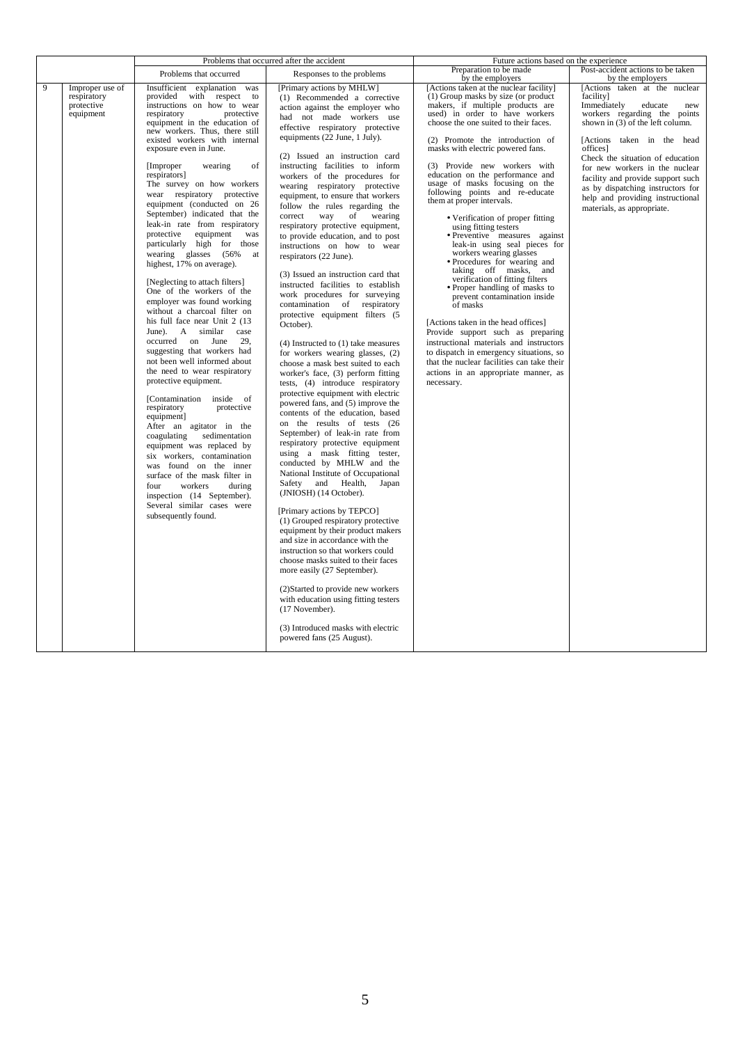| | | Problems that occurred after the accident | | Future actions based on the experience | |
|---|---|---|---|---|---|
| | | Problems that occurred | Responses to the problems | Preparation to be made by the employers | Post-accident actions to be taken by the employers |
| 9 | Improper use of respiratory protective equipment | Insufficient explanation was provided with respect to instructions on how to wear respiratory protective equipment in the education of new workers. Thus, there still existed workers with internal exposure even in June.<br><br>[Improper wearing of respirators]<br>The survey on how workers wear respiratory protective equipment (conducted on 26 September) indicated that the leak-in rate from respiratory protective equipment was particularly high for those wearing glasses (56% at highest, 17% on average).<br><br>[Neglecting to attach filters]<br>One of the workers of the employer was found working without a charcoal filter on his full face near Unit 2 (13 June). A similar case occurred on June 29, suggesting that workers had not been well informed about the need to wear respiratory protective equipment.<br><br>[Contamination inside of respiratory protective equipment]<br>After an agitator in the coagulating sedimentation equipment was replaced by six workers, contamination was found on the inner surface of the mask filter in four workers during inspection (14 September). Several similar cases were subsequently found. | [Primary actions by MHLW]<br>(1) Recommended a corrective action against the employer who had not made workers use effective respiratory protective equipments (22 June, 1 July).<br><br>(2) Issued an instruction card instructing facilities to inform workers of the procedures for wearing respiratory protective equipment, to ensure that workers follow the rules regarding the correct way of wearing respiratory protective equipment, to provide education, and to post instructions on how to wear respirators (22 June).<br><br>(3) Issued an instruction card that instructed facilities to establish work procedures for surveying contamination of respiratory protective equipment filters (5 October).<br><br>(4) Instructed to (1) take measures for workers wearing glasses, (2) choose a mask best suited to each worker's face, (3) perform fitting tests, (4) introduce respiratory protective equipment with electric powered fans, and (5) improve the contents of the education, based on the results of tests (26 September) of leak-in rate from respiratory protective equipment using a mask fitting tester, conducted by MHLW and the National Institute of Occupational Safety and Health, Japan (JNIOSH) (14 October).<br><br>[Primary actions by TEPCO]<br>(1) Grouped respiratory protective equipment by their product makers and size in accordance with the instruction so that workers could choose masks suited to their faces more easily (27 September).<br><br>(2)Started to provide new workers with education using fitting testers (17 November).<br><br>(3) Introduced masks with electric powered fans (25 August). | [Actions taken at the nuclear facility]<br>(1) Group masks by size (or product makers, if multiple products are used) in order to have workers choose the one suited to their faces.<br><br>(2) Promote the introduction of masks with electric powered fans.<br><br>(3) Provide new workers with education on the performance and usage of masks focusing on the following points and re-educate them at proper intervals.<br>• Verification of proper fitting using fitting testers<br>• Preventive measures against leak-in using seal pieces for workers wearing glasses<br>• Procedures for wearing and taking off masks, and verification of fitting filters<br>• Proper handling of masks to prevent contamination inside of masks<br><br>[Actions taken in the head offices]<br>Provide support such as preparing instructional materials and instructors to dispatch in emergency situations, so that the nuclear facilities can take their actions in an appropriate manner, as necessary. | [Actions taken at the nuclear facility]<br>Immediately educate new workers regarding the points shown in (3) of the left column.<br><br>[Actions taken in the head offices]<br>Check the situation of education for new workers in the nuclear facility and provide support such as by dispatching instructors for help and providing instructional materials, as appropriate. |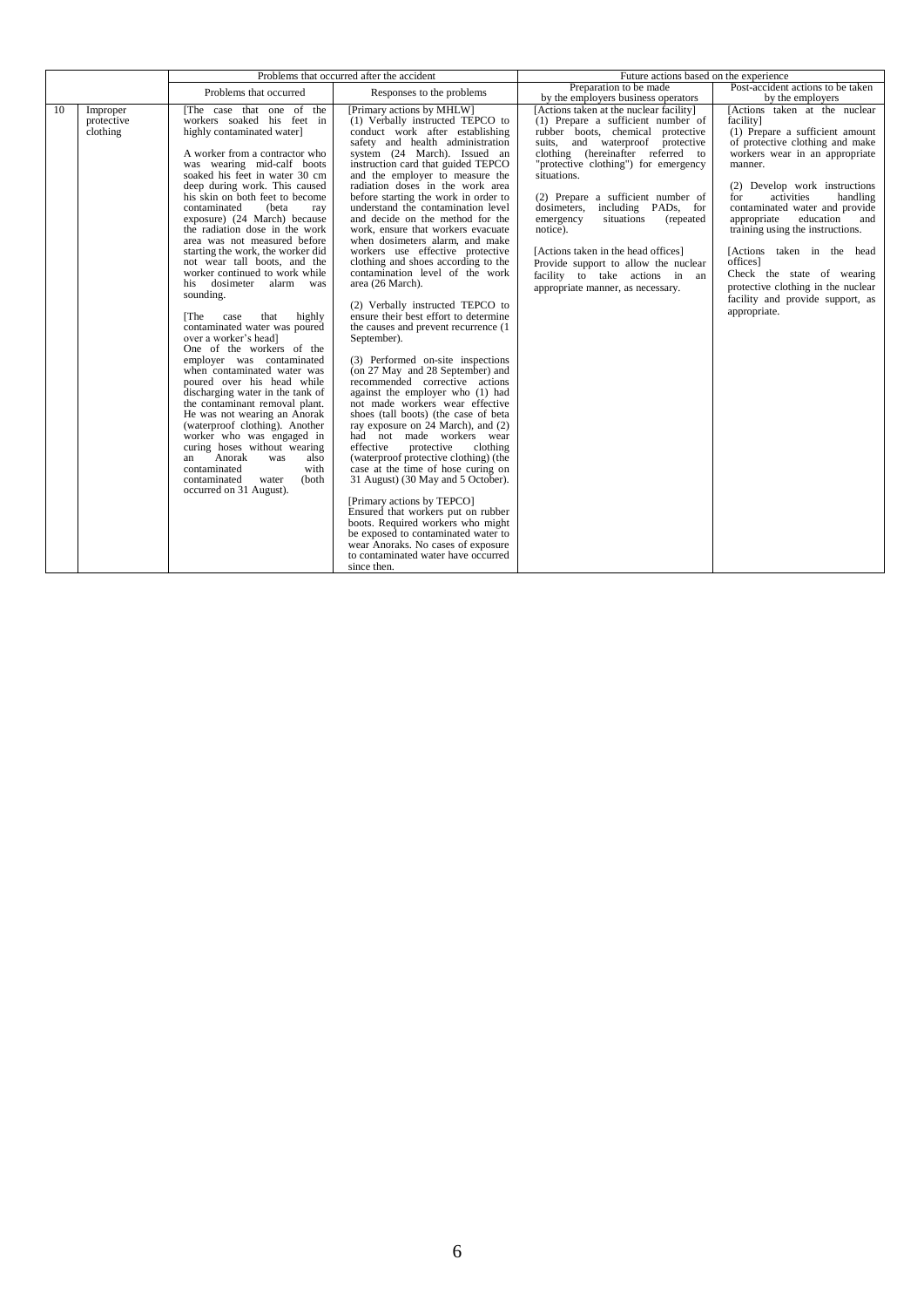| | | Problems that occurred after the accident | | Future actions based on the experience | |
|---|---|---|---|---|---|
| | | Problems that occurred | Responses to the problems | Preparation to be made by the employers business operators | Post-accident actions to be taken by the employers |
| 10 | Improper protective clothing | [The case that one of the workers soaked his feet in highly contaminated water]<br><br>A worker from a contractor who was wearing mid-calf boots soaked his feet in water 30 cm deep during work. This caused his skin on both feet to become contaminated (beta ray exposure) (24 March) because the radiation dose in the work area was not measured before starting the work, the worker did not wear tall boots, and the worker continued to work while his dosimeter alarm was sounding.<br><br>[The case that highly contaminated water was poured over a worker's head]<br>One of the workers of the employer was contaminated when contaminated water was poured over his head while discharging water in the tank of the contaminant removal plant. He was not wearing an Anorak (waterproof clothing). Another worker who was engaged in curing hoses without wearing an Anorak was also contaminated with contaminated water (both occurred on 31 August). | [Primary actions by MHLW]<br>(1) Verbally instructed TEPCO to conduct work after establishing safety and health administration system (24 March). Issued an instruction card that guided TEPCO and the employer to measure the radiation doses in the work area before starting the work in order to understand the contamination level and decide on the method for the work, ensure that workers evacuate when dosimeters alarm, and make workers use effective protective clothing and shoes according to the contamination level of the work area (26 March).<br><br>(2) Verbally instructed TEPCO to ensure their best effort to determine the causes and prevent recurrence (1 September).<br><br>(3) Performed on-site inspections (on 27 May and 28 September) and recommended corrective actions against the employer who (1) had not made workers wear effective shoes (tall boots) (the case of beta ray exposure on 24 March), and (2) had not made workers wear effective protective clothing (waterproof protective clothing) (the case at the time of hose curing on 31 August) (30 May and 5 October).<br><br>[Primary actions by TEPCO]<br>Ensured that workers put on rubber boots. Required workers who might be exposed to contaminated water to wear Anoraks. No cases of exposure to contaminated water have occurred since then. | [Actions taken at the nuclear facility]<br>(1) Prepare a sufficient number of rubber boots, chemical protective suits, and waterproof protective clothing (hereinafter referred to "protective clothing") for emergency situations.<br><br>(2) Prepare a sufficient number of dosimeters, including PADs, for emergency situations (repeated notice).<br><br>[Actions taken in the head offices]<br>Provide support to allow the nuclear facility to take actions in an appropriate manner, as necessary. | [Actions taken at the nuclear facility]<br>(1) Prepare a sufficient amount of protective clothing and make workers wear in an appropriate manner.<br><br>(2) Develop work instructions for activities handling contaminated water and provide appropriate education and training using the instructions.<br><br>[Actions taken in the head offices]<br>Check the state of wearing protective clothing in the nuclear facility and provide support, as appropriate. |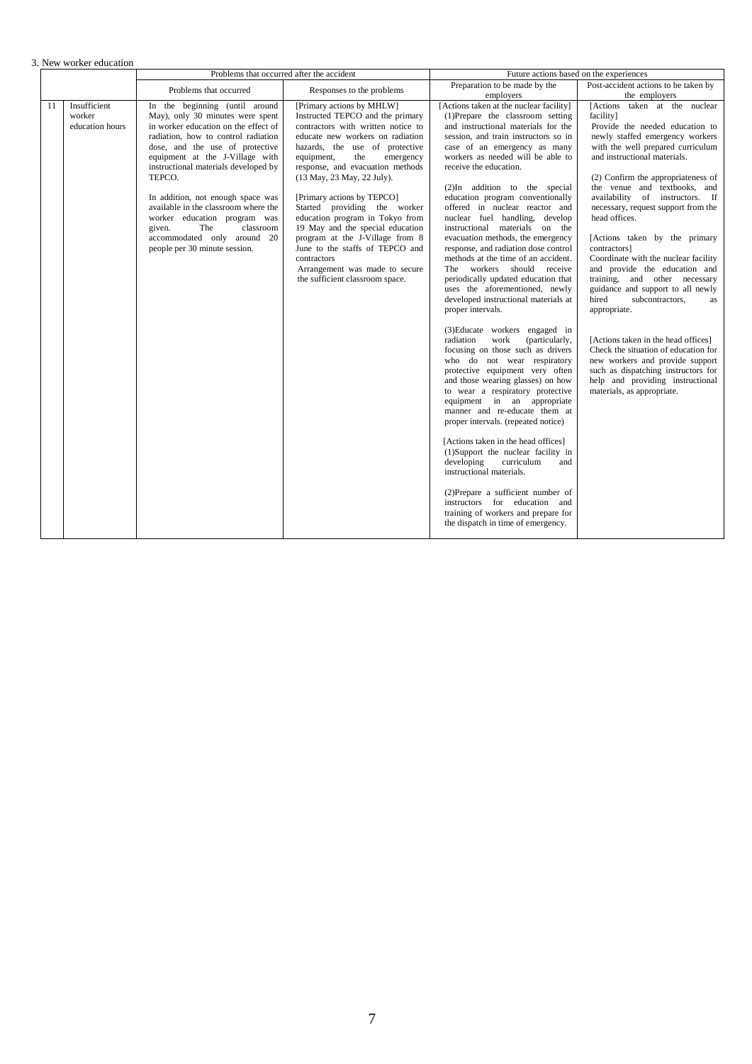3. New worker education

| | | Problems that occurred after the accident | | Future actions based on the experiences | |
|---|---|---|---|---|---|
| | | Problems that occurred | Responses to the problems | Preparation to be made by the employers | Post-accident actions to be taken by the employers |
| 11 | Insufficient worker education hours | In the beginning (until around May), only 30 minutes were spent in worker education on the effect of radiation, how to control radiation dose, and the use of protective equipment at the J-Village with instructional materials developed by TEPCO.<br><br>In addition, not enough space was available in the classroom where the worker education program was given. The classroom accommodated only around 20 people per 30 minute session. | [Primary actions by MHLW]<br>Instructed TEPCO and the primary contractors with written notice to educate new workers on radiation hazards, the use of protective equipment, the emergency response, and evacuation methods (13 May, 23 May, 22 July).<br><br>[Primary actions by TEPCO]<br>Started providing the worker education program in Tokyo from 19 May and the special education program at the J-Village from 8 June to the staffs of TEPCO and contractors<br>Arrangement was made to secure the sufficient classroom space. | [Actions taken at the nuclear facility]<br>(1)Prepare the classroom setting and instructional materials for the session, and train instructors so in case of an emergency as many workers as needed will be able to receive the education.<br><br>(2)In addition to the special education program conventionally offered in nuclear reactor and nuclear fuel handling, develop instructional materials on the evacuation methods, the emergency response, and radiation dose control methods at the time of an accident. The workers should receive periodically updated education that uses the aforementioned, newly developed instructional materials at proper intervals.<br><br>(3)Educate workers engaged in radiation work (particularly, focusing on those such as drivers who do not wear respiratory protective equipment very often and those wearing glasses) on how to wear a respiratory protective equipment in an appropriate manner and re-educate them at proper intervals. (repeated notice)<br><br>[Actions taken in the head offices]<br>(1)Support the nuclear facility in developing curriculum and instructional materials.<br><br>(2)Prepare a sufficient number of instructors for education and training of workers and prepare for the dispatch in time of emergency. | [Actions taken at the nuclear facility]<br>Provide the needed education to newly staffed emergency workers with the well prepared curriculum and instructional materials.<br><br>(2) Confirm the appropriateness of the venue and textbooks, and availability of instructors. If necessary, request support from the head offices.<br><br>[Actions taken by the primary contractors]<br>Coordinate with the nuclear facility and provide the education and training, and other necessary guidance and support to all newly hired subcontractors, as appropriate.<br><br>[Actions taken in the head offices]<br>Check the situation of education for new workers and provide support such as dispatching instructors for help and providing instructional materials, as appropriate. |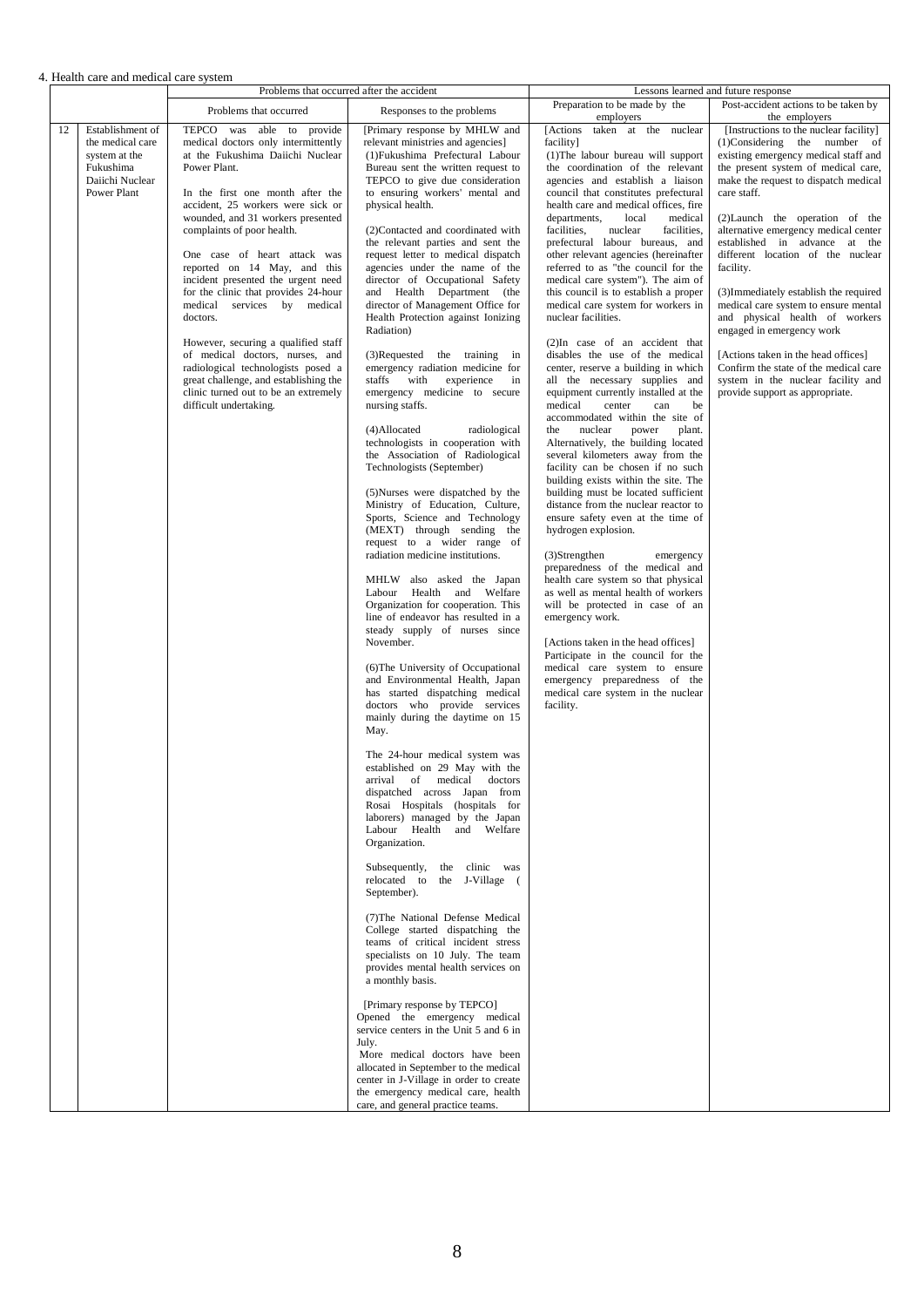4. Health care and medical care system

| | | Problems that occurred after the accident | | Lessons learned and future response | |
|---|---|---|---|---|---|
| | | Problems that occurred | Responses to the problems | Preparation to be made by the employers | Post-accident actions to be taken by the employers |
| 12 | Establishment of the medical care system at the Fukushima Daiichi Nuclear Power Plant | TEPCO was able to provide medical doctors only intermittently at the Fukushima Daiichi Nuclear Power Plant.<br><br>In the first one month after the accident, 25 workers were sick or wounded, and 31 workers presented complaints of poor health.<br><br>One case of heart attack was reported on 14 May, and this incident presented the urgent need for the clinic that provides 24-hour medical services by medical doctors.<br><br>However, securing a qualified staff of medical doctors, nurses, and radiological technologists posed a great challenge, and establishing the clinic turned out to be an extremely difficult undertaking. | [Primary response by MHLW and relevant ministries and agencies]<br>(1)Fukushima Prefectural Labour Bureau sent the written request to TEPCO to give due consideration to ensuring workers' mental and physical health.<br><br>(2)Contacted and coordinated with the relevant parties and sent the request letter to medical dispatch agencies under the name of the director of Occupational Safety and Health Department (the director of Management Office for Health Protection against Ionizing Radiation)<br><br>(3)Requested the training in emergency radiation medicine for staffs with experience in emergency medicine to secure nursing staffs.<br><br>(4)Allocated radiological technologists in cooperation with the Association of Radiological Technologists (September)<br><br>(5)Nurses were dispatched by the Ministry of Education, Culture, Sports, Science and Technology (MEXT) through sending the request to a wider range of radiation medicine institutions.<br><br>MHLW also asked the Japan Labour Health and Welfare Organization for cooperation. This line of endeavor has resulted in a steady supply of nurses since November.<br><br>(6)The University of Occupational and Environmental Health, Japan has started dispatching medical doctors who provide services mainly during the daytime on 15 May.<br><br>The 24-hour medical system was established on 29 May with the arrival of medical doctors dispatched across Japan from Rosai Hospitals (hospitals for laborers) managed by the Japan Labour Health and Welfare Organization.<br><br>Subsequently, the clinic was relocated to the J-Village ( September).<br><br>(7)The National Defense Medical College started dispatching the teams of critical incident stress specialists on 10 July. The team provides mental health services on a monthly basis.<br><br>[Primary response by TEPCO]<br>Opened the emergency medical service centers in the Unit 5 and 6 in July.<br>More medical doctors have been allocated in September to the medical center in J-Village in order to create the emergency medical care, health care, and general practice teams. | [Actions taken at the nuclear facility]<br>(1)The labour bureau will support the coordination of the relevant agencies and establish a liaison council that constitutes prefectural health care and medical offices, fire departments, local medical facilities, nuclear facilities, prefectural labour bureaus, and other relevant agencies (hereinafter referred to as "the council for the medical care system"). The aim of this council is to establish a proper medical care system for workers in nuclear facilities.<br><br>(2)In case of an accident that disables the use of the medical center, reserve a building in which all the necessary supplies and equipment currently installed at the medical center can be accommodated within the site of the nuclear power plant. Alternatively, the building located several kilometers away from the facility can be chosen if no such building exists within the site. The building must be located sufficient distance from the nuclear reactor to ensure safety even at the time of hydrogen explosion.<br><br>(3)Strengthen emergency preparedness of the medical and health care system so that physical as well as mental health of workers will be protected in case of an emergency work.<br><br>[Actions taken in the head offices]<br>Participate in the council for the medical care system to ensure emergency preparedness of the medical care system in the nuclear facility. | [Instructions to the nuclear facility]<br>(1)Considering the number of existing emergency medical staff and the present system of medical care, make the request to dispatch medical care staff.<br><br>(2)Launch the operation of the alternative emergency medical center established in advance at the different location of the nuclear facility.<br><br>(3)Immediately establish the required medical care system to ensure mental and physical health of workers engaged in emergency work<br><br>[Actions taken in the head offices]<br>Confirm the state of the medical care system in the nuclear facility and provide support as appropriate. |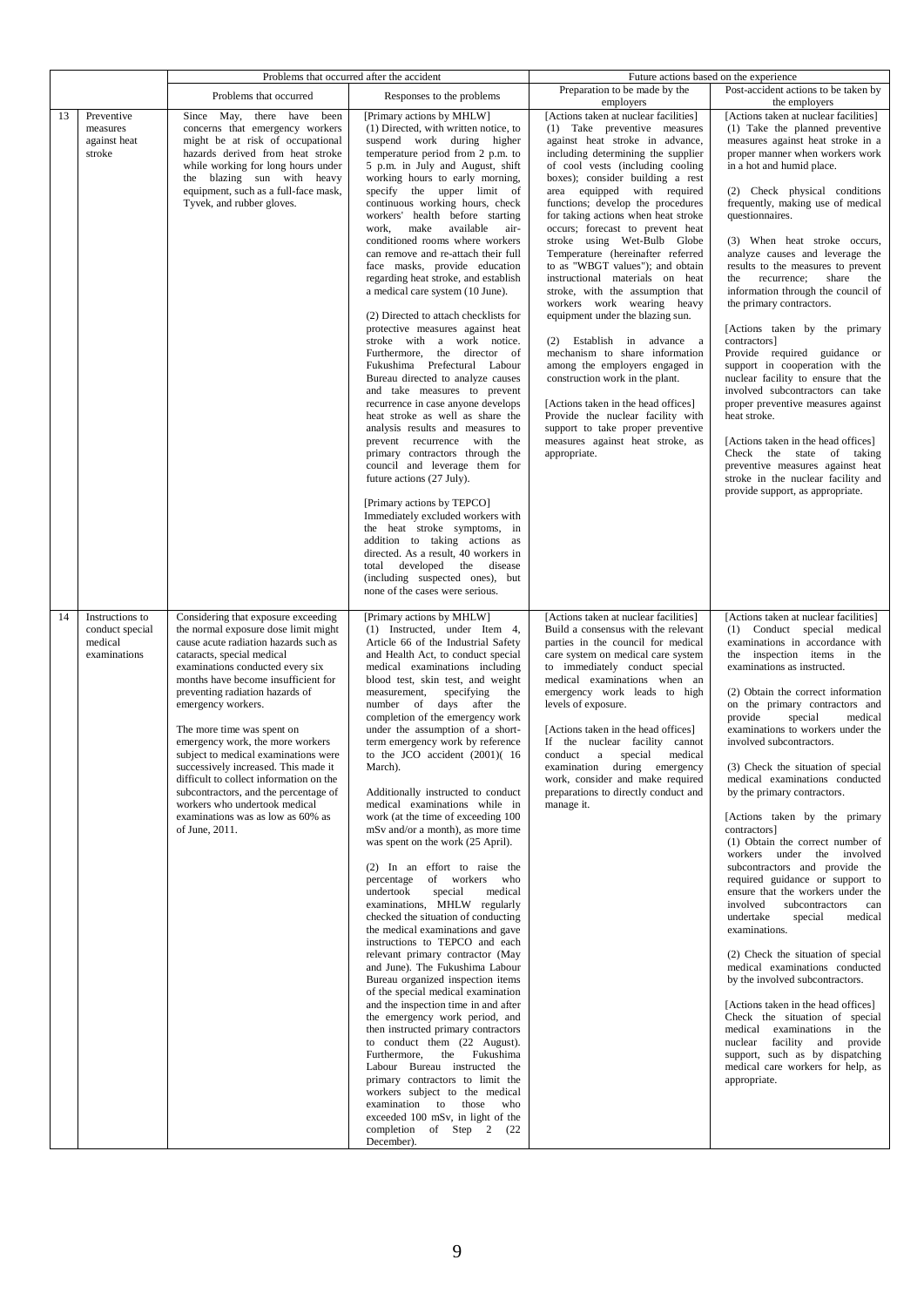| | | Problems that occurred after the accident | | Future actions based on the experience | |
|---|---|---|---|---|---|
| | | Problems that occurred | Responses to the problems | Preparation to be made by the employers | Post-accident actions to be taken by the employers |
| 13 | Preventive measures against heat stroke | Since May, there have been concerns that emergency workers might be at risk of occupational hazards derived from heat stroke while working for long hours under the blazing sun with heavy equipment, such as a full-face mask, Tyvek, and rubber gloves. | [Primary actions by MHLW]<br>(1) Directed, with written notice, to suspend work during higher temperature period from 2 p.m. to 5 p.m. in July and August, shift working hours to early morning, specify the upper limit of continuous working hours, check workers' health before starting work, make available air-conditioned rooms where workers can remove and re-attach their full face masks, provide education regarding heat stroke, and establish a medical care system (10 June).<br><br>(2) Directed to attach checklists for protective measures against heat stroke with a work notice. Furthermore, the director of Fukushima Prefectural Labour Bureau directed to analyze causes and take measures to prevent recurrence in case anyone develops heat stroke as well as share the analysis results and measures to prevent recurrence with the primary contractors through the council and leverage them for future actions (27 July).<br><br>[Primary actions by TEPCO]<br>Immediately excluded workers with the heat stroke symptoms, in addition to taking actions as directed. As a result, 40 workers in total developed the disease (including suspected ones), but none of the cases were serious. | [Actions taken at nuclear facilities]<br>(1) Take preventive measures against heat stroke in advance, including determining the supplier of cool vests (including cooling boxes); consider building a rest area equipped with required functions; develop the procedures for taking actions when heat stroke occurs; forecast to prevent heat stroke using Wet-Bulb Globe Temperature (hereinafter referred to as "WBGT values"); and obtain instructional materials on heat stroke, with the assumption that workers work wearing heavy equipment under the blazing sun.<br><br>(2) Establish in advance a mechanism to share information among the employers engaged in construction work in the plant.<br><br>[Actions taken in the head offices]<br>Provide the nuclear facility with support to take proper preventive measures against heat stroke, as appropriate. | [Actions taken at nuclear facilities]<br>(1) Take the planned preventive measures against heat stroke in a proper manner when workers work in a hot and humid place.<br><br>(2) Check physical conditions frequently, making use of medical questionnaires.<br><br>(3) When heat stroke occurs, analyze causes and leverage the results to the measures to prevent the recurrence; share the information through the council of the primary contractors.<br><br>[Actions taken by the primary contractors]<br>Provide required guidance or support in cooperation with the nuclear facility to ensure that the involved subcontractors can take proper preventive measures against heat stroke.<br><br>[Actions taken in the head offices]<br>Check the state of taking preventive measures against heat stroke in the nuclear facility and provide support, as appropriate. |
| 14 | Instructions to conduct special medical examinations | Considering that exposure exceeding the normal exposure dose limit might cause acute radiation hazards such as cataracts, special medical examinations conducted every six months have become insufficient for preventing radiation hazards of emergency workers.<br><br>The more time was spent on emergency work, the more workers subject to medical examinations were successively increased. This made it difficult to collect information on the subcontractors, and the percentage of workers who undertook medical examinations was as low as 60% as of June, 2011. | [Primary actions by MHLW]<br>(1) Instructed, under Item 4, Article 66 of the Industrial Safety and Health Act, to conduct special medical examinations including blood test, skin test, and weight measurement, specifying the number of days after the completion of the emergency work under the assumption of a short-term emergency work by reference to the JCO accident (2001)( 16 March).<br><br>Additionally instructed to conduct medical examinations while in work (at the time of exceeding 100 mSv and/or a month), as more time was spent on the work (25 April).<br><br>(2) In an effort to raise the percentage of workers who undertook special medical examinations, MHLW regularly checked the situation of conducting the medical examinations and gave instructions to TEPCO and each relevant primary contractor (May and June). The Fukushima Labour Bureau organized inspection items of the special medical examination and the inspection time in and after the emergency work period, and then instructed primary contractors to conduct them (22 August). Furthermore, the Fukushima Labour Bureau instructed the primary contractors to limit the workers subject to the medical examination to those who exceeded 100 mSv, in light of the completion of Step 2 (22 December). | [Actions taken at nuclear facilities]<br>Build a consensus with the relevant parties in the council for medical care system on medical care system to immediately conduct special medical examinations when an emergency work leads to high levels of exposure.<br><br>[Actions taken in the head offices]<br>If the nuclear facility cannot conduct a special medical examination during emergency work, consider and make required preparations to directly conduct and manage it. | [Actions taken at nuclear facilities]<br>(1) Conduct special medical examinations in accordance with the inspection items in the examinations as instructed.<br><br>(2) Obtain the correct information on the primary contractors and provide special medical examinations to workers under the involved subcontractors.<br><br>(3) Check the situation of special medical examinations conducted by the primary contractors.<br><br>[Actions taken by the primary contractors]<br>(1) Obtain the correct number of workers under the involved subcontractors and provide the required guidance or support to ensure that the workers under the involved subcontractors can undertake special medical examinations.<br><br>(2) Check the situation of special medical examinations conducted by the involved subcontractors.<br><br>[Actions taken in the head offices]<br>Check the situation of special medical examinations in the nuclear facility and provide support, such as by dispatching medical care workers for help, as appropriate. |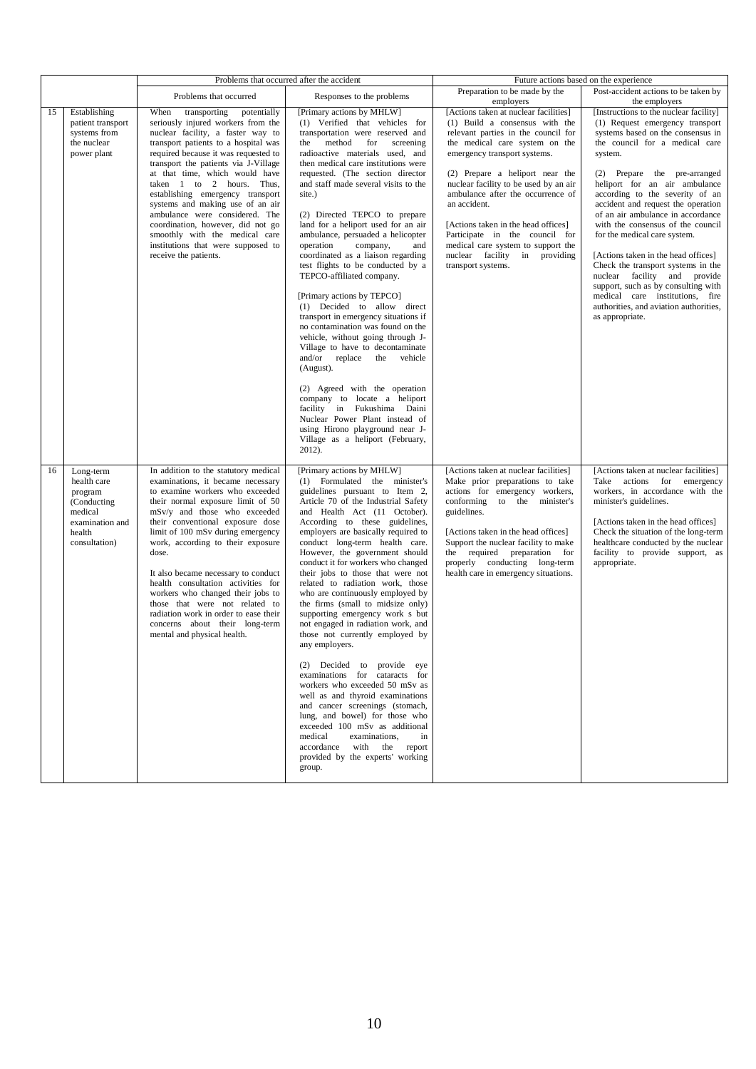| | | Problems that occurred after the accident | | Future actions based on the experience | |
|---|---|---|---|---|---|
| | | Problems that occurred | Responses to the problems | Preparation to be made by the employers | Post-accident actions to be taken by the employers |
| 15 | Establishing patient transport systems from the nuclear power plant | When transporting potentially seriously injured workers from the nuclear facility, a faster way to transport patients to a hospital was required because it was requested to transport the patients via J-Village at that time, which would have taken 1 to 2 hours. Thus, establishing emergency transport systems and making use of an air ambulance were considered. The coordination, however, did not go smoothly with the medical care institutions that were supposed to receive the patients. | [Primary actions by MHLW]<br>(1) Verified that vehicles for transportation were reserved and the method for screening radioactive materials used, and then medical care institutions were requested. (The section director and staff made several visits to the site.)<br><br>(2) Directed TEPCO to prepare land for a heliport used for an air ambulance, persuaded a helicopter operation company, and coordinated as a liaison regarding test flights to be conducted by a TEPCO-affiliated company.<br><br>[Primary actions by TEPCO]<br>(1) Decided to allow direct transport in emergency situations if no contamination was found on the vehicle, without going through J-Village to have to decontaminate and/or replace the vehicle (August).<br><br>(2) Agreed with the operation company to locate a heliport facility in Fukushima Daini Nuclear Power Plant instead of using Hirono playground near J-Village as a heliport (February, 2012). | [Actions taken at nuclear facilities]<br>(1) Build a consensus with the relevant parties in the council for the medical care system on the emergency transport systems.<br><br>(2) Prepare a heliport near the nuclear facility to be used by an air ambulance after the occurrence of an accident.<br><br>[Actions taken in the head offices]<br>Participate in the council for medical care system to support the nuclear facility in providing transport systems. | [Instructions to the nuclear facility]<br>(1) Request emergency transport systems based on the consensus in the council for a medical care system.<br><br>(2) Prepare the pre-arranged heliport for an air ambulance according to the severity of an accident and request the operation of an air ambulance in accordance with the consensus of the council for the medical care system.<br><br>[Actions taken in the head offices]<br>Check the transport systems in the nuclear facility and provide support, such as by consulting with medical care institutions, fire authorities, and aviation authorities, as appropriate. |
| 16 | Long-term health care program (Conducting medical examination and health consultation) | In addition to the statutory medical examinations, it became necessary to examine workers who exceeded their normal exposure limit of 50 mSv/y and those who exceeded their conventional exposure dose limit of 100 mSv during emergency work, according to their exposure dose.<br><br>It also became necessary to conduct health consultation activities for workers who changed their jobs to those that were not related to radiation work in order to ease their concerns about their long-term mental and physical health. | [Primary actions by MHLW]<br>(1) Formulated the minister's guidelines pursuant to Item 2, Article 70 of the Industrial Safety and Health Act (11 October). According to these guidelines, employers are basically required to conduct long-term health care. However, the government should conduct it for workers who changed their jobs to those that were not related to radiation work, those who are continuously employed by the firms (small to midsize only) supporting emergency work s but not engaged in radiation work, and those not currently employed by any employers.<br><br>(2) Decided to provide eye examinations for cataracts for workers who exceeded 50 mSv as well as and thyroid examinations and cancer screenings (stomach, lung, and bowel) for those who exceeded 100 mSv as additional medical examinations, in accordance with the report provided by the experts' working group. | [Actions taken at nuclear facilities]<br>Make prior preparations to take actions for emergency workers, conforming to the minister's guidelines.<br><br>[Actions taken in the head offices]<br>Support the nuclear facility to make the required preparation for properly conducting long-term health care in emergency situations. | [Actions taken at nuclear facilities]<br>Take actions for emergency workers, in accordance with the minister's guidelines.<br><br>[Actions taken in the head offices]<br>Check the situation of the long-term healthcare conducted by the nuclear facility to provide support, as appropriate. |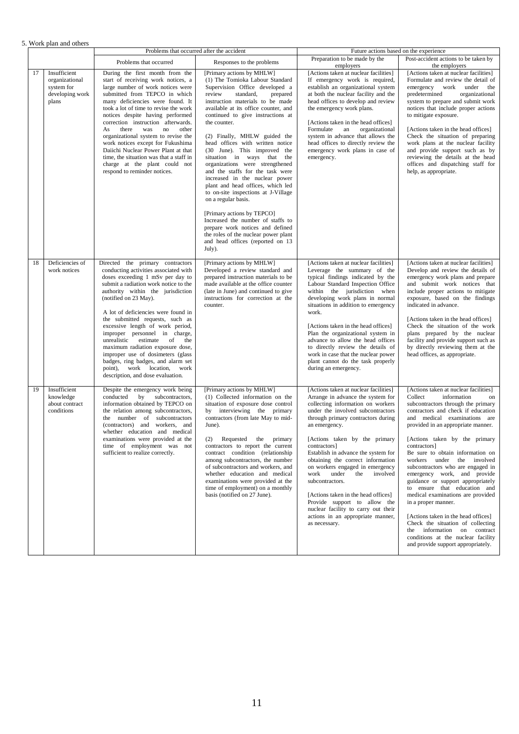5. Work plan and others

| | | Problems that occurred after the accident | | Future actions based on the experience | |
|---|---|---|---|---|---|
| | | Problems that occurred | Responses to the problems | Preparation to be made by the employers | Post-accident actions to be taken by the employers |
| 17 | Insufficient organizational system for developing work plans | During the first month from the start of receiving work notices, a large number of work notices were submitted from TEPCO in which many deficiencies were found. It took a lot of time to revise the work notices despite having performed correction instruction afterwards. As there was no other organizational system to revise the work notices except for Fukushima Daiichi Nuclear Power Plant at that time, the situation was that a staff in charge at the plant could not respond to reminder notices. | [Primary actions by MHLW]<br>(1) The Tomioka Labour Standard Supervision Office developed a review standard, prepared instruction materials to be made available at its office counter, and continued to give instructions at the counter.<br><br>(2) Finally, MHLW guided the head offices with written notice (30 June). This improved the situation in ways that the organizations were strengthened and the staffs for the task were increased in the nuclear power plant and head offices, which led to on-site inspections at J-Village on a regular basis.<br><br>[Primary actions by TEPCO]<br>Increased the number of staffs to prepare work notices and defined the roles of the nuclear power plant and head offices (reported on 13 July). | [Actions taken at nuclear facilities]<br>If emergency work is required, establish an organizational system at both the nuclear facility and the head offices to develop and review the emergency work plans.<br><br>[Actions taken in the head offices]<br>Formulate an organizational system in advance that allows the head offices to directly review the emergency work plans in case of emergency. | [Actions taken at nuclear facilities]<br>Formulate and review the detail of emergency work under the predetermined organizational system to prepare and submit work notices that include proper actions to mitigate exposure.<br><br>[Actions taken in the head offices]<br>Check the situation of preparing work plans at the nuclear facility and provide support such as by reviewing the details at the head offices and dispatching staff for help, as appropriate. |
| 18 | Deficiencies of work notices | Directed the primary contractors conducting activities associated with doses exceeding 1 mSv per day to submit a radiation work notice to the authority within the jurisdiction (notified on 23 May).<br><br>A lot of deficiencies were found in the submitted requests, such as excessive length of work period, improper personnel in charge, unrealistic estimate of the maximum radiation exposure dose, improper use of dosimeters (glass badges, ring badges, and alarm set point), work location, work description, and dose evaluation. | [Primary actions by MHLW]<br>Developed a review standard and prepared instruction materials to be made available at the office counter (late in June) and continued to give instructions for correction at the counter. | [Actions taken at nuclear facilities]<br>Leverage the summary of the typical findings indicated by the Labour Standard Inspection Office within the jurisdiction when developing work plans in normal situations in addition to emergency work.<br><br>[Actions taken in the head offices]<br>Plan the organizational system in advance to allow the head offices to directly review the details of work in case that the nuclear power plant cannot do the task properly during an emergency. | [Actions taken at nuclear facilities]<br>Develop and review the details of emergency work plans and prepare and submit work notices that include proper actions to mitigate exposure, based on the findings indicated in advance.<br><br>[Actions taken in the head offices]<br>Check the situation of the work plans prepared by the nuclear facility and provide support such as by directly reviewing them at the head offices, as appropriate. |
| 19 | Insufficient knowledge about contract conditions | Despite the emergency work being conducted by subcontractors, information obtained by TEPCO on the relation among subcontractors, the number of subcontractors (contractors) and workers, and whether education and medical examinations were provided at the time of employment was not sufficient to realize correctly. | [Primary actions by MHLW]<br>(1) Collected information on the situation of exposure dose control by interviewing the primary contractors (from late May to mid-June).<br><br>(2) Requested the primary contractors to report the current contract condition (relationship among subcontractors, the number of subcontractors and workers, and whether education and medical examinations were provided at the time of employment) on a monthly basis (notified on 27 June). | [Actions taken at nuclear facilities]<br>Arrange in advance the system for collecting information on workers under the involved subcontractors through primary contractors during an emergency.<br><br>[Actions taken by the primary contractors]<br>Establish in advance the system for obtaining the correct information on workers engaged in emergency work under the involved subcontractors.<br><br>[Actions taken in the head offices]<br>Provide support to allow the nuclear facility to carry out their actions in an appropriate manner, as necessary. | [Actions taken at nuclear facilities]<br>Collect information on subcontractors through the primary contractors and check if education and medical examinations are provided in an appropriate manner.<br><br>[Actions taken by the primary contractors]<br>Be sure to obtain information on workers under the involved subcontractors who are engaged in emergency work, and provide guidance or support appropriately to ensure that education and medical examinations are provided in a proper manner.<br><br>[Actions taken in the head offices]<br>Check the situation of collecting the information on contract conditions at the nuclear facility and provide support appropriately. |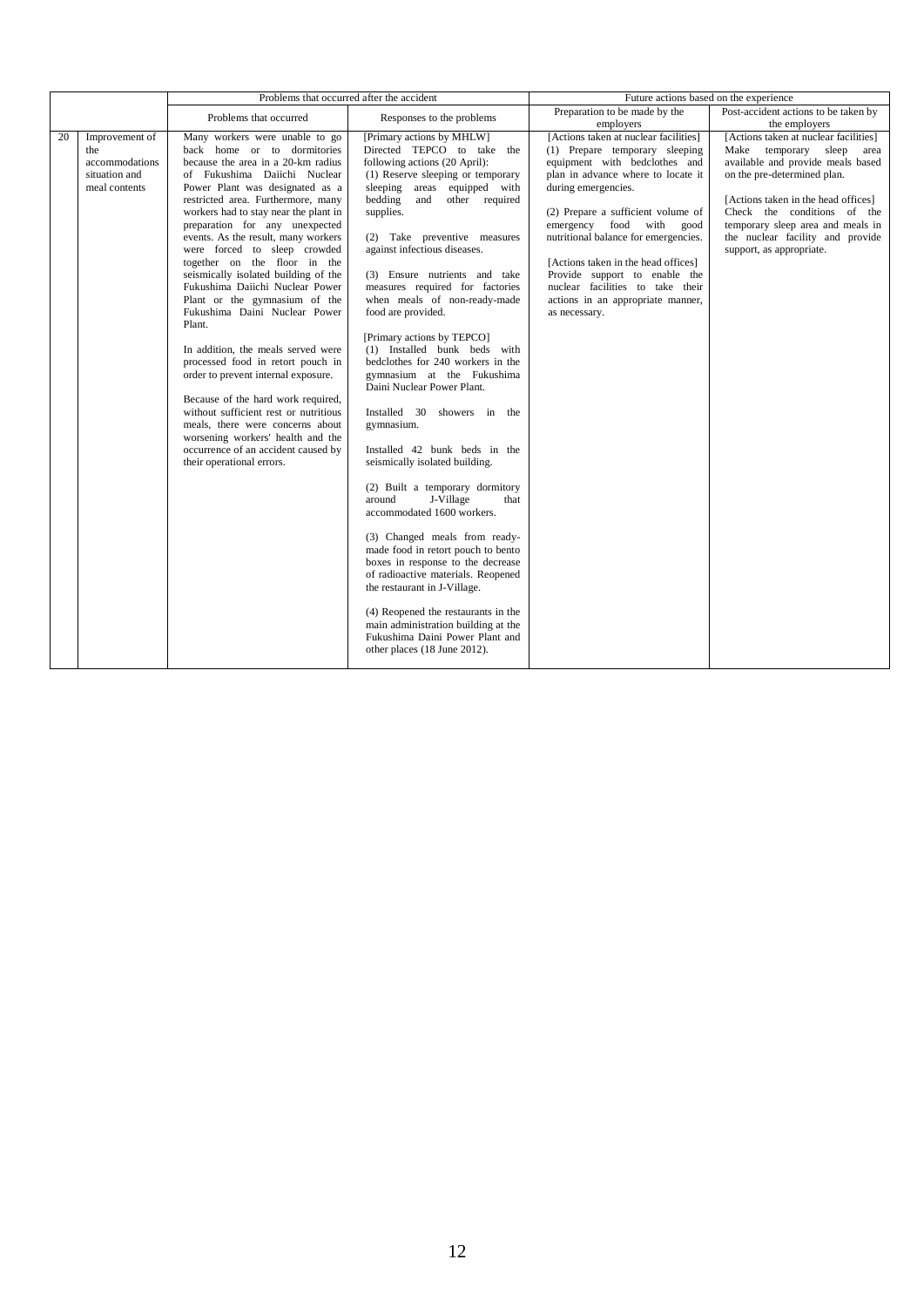| | | Problems that occurred after the accident | | Future actions based on the experience | |
|---|---|---|---|---|---|
| | | Problems that occurred | Responses to the problems | Preparation to be made by the employers | Post-accident actions to be taken by the employers |
| 20 | Improvement of the accommodations situation and meal contents | Many workers were unable to go back home or to dormitories because the area in a 20-km radius of Fukushima Daiichi Nuclear Power Plant was designated as a restricted area. Furthermore, many workers had to stay near the plant in preparation for any unexpected events. As the result, many workers were forced to sleep crowded together on the floor in the seismically isolated building of the Fukushima Daiichi Nuclear Power Plant or the gymnasium of the Fukushima Daini Nuclear Power Plant.<br><br>In addition, the meals served were processed food in retort pouch in order to prevent internal exposure.<br><br>Because of the hard work required, without sufficient rest or nutritious meals, there were concerns about worsening workers' health and the occurrence of an accident caused by their operational errors. | [Primary actions by MHLW]<br>Directed TEPCO to take the following actions (20 April):<br>(1) Reserve sleeping or temporary sleeping areas equipped with bedding and other required supplies.<br><br>(2) Take preventive measures against infectious diseases.<br><br>(3) Ensure nutrients and take measures required for factories when meals of non-ready-made food are provided.<br><br>[Primary actions by TEPCO]<br>(1) Installed bunk beds with bedclothes for 240 workers in the gymnasium at the Fukushima Daini Nuclear Power Plant.<br><br>Installed 30 showers in the gymnasium.<br><br>Installed 42 bunk beds in the seismically isolated building.<br><br>(2) Built a temporary dormitory around J-Village that accommodated 1600 workers.<br><br>(3) Changed meals from ready-made food in retort pouch to bento boxes in response to the decrease of radioactive materials. Reopened the restaurant in J-Village.<br><br>(4) Reopened the restaurants in the main administration building at the Fukushima Daini Power Plant and other places (18 June 2012). | [Actions taken at nuclear facilities]<br>(1) Prepare temporary sleeping equipment with bedclothes and plan in advance where to locate it during emergencies.<br><br>(2) Prepare a sufficient volume of emergency food with good nutritional balance for emergencies.<br><br>[Actions taken in the head offices]<br>Provide support to enable the nuclear facilities to take their actions in an appropriate manner, as necessary. | [Actions taken at nuclear facilities]<br>Make temporary sleep area available and provide meals based on the pre-determined plan.<br><br>[Actions taken in the head offices]<br>Check the conditions of the temporary sleep area and meals in the nuclear facility and provide support, as appropriate. |